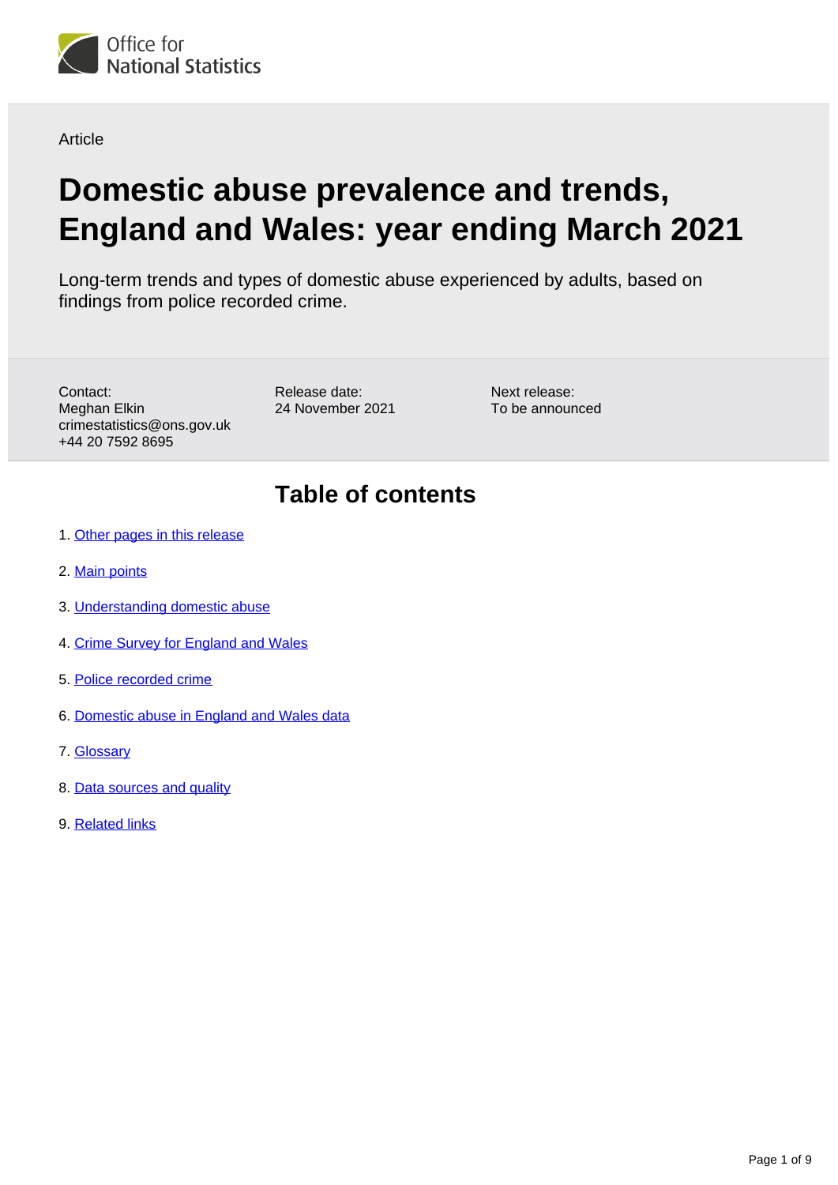Office for National Statistics

Article

# Domestic abuse prevalence and trends, England and Wales: year ending March 2021

Long-term trends and types of domestic abuse experienced by adults, based on findings from police recorded crime.

Contact:
Meghan Elkin
crimestatistics@ons.gov.uk
+44 20 7592 8695

Release date:
24 November 2021

Next release:
To be announced

## Table of contents

1. Other pages in this release
2. Main points
3. Understanding domestic abuse
4. Crime Survey for England and Wales
5. Police recorded crime
6. Domestic abuse in England and Wales data
7. Glossary
8. Data sources and quality
9. Related links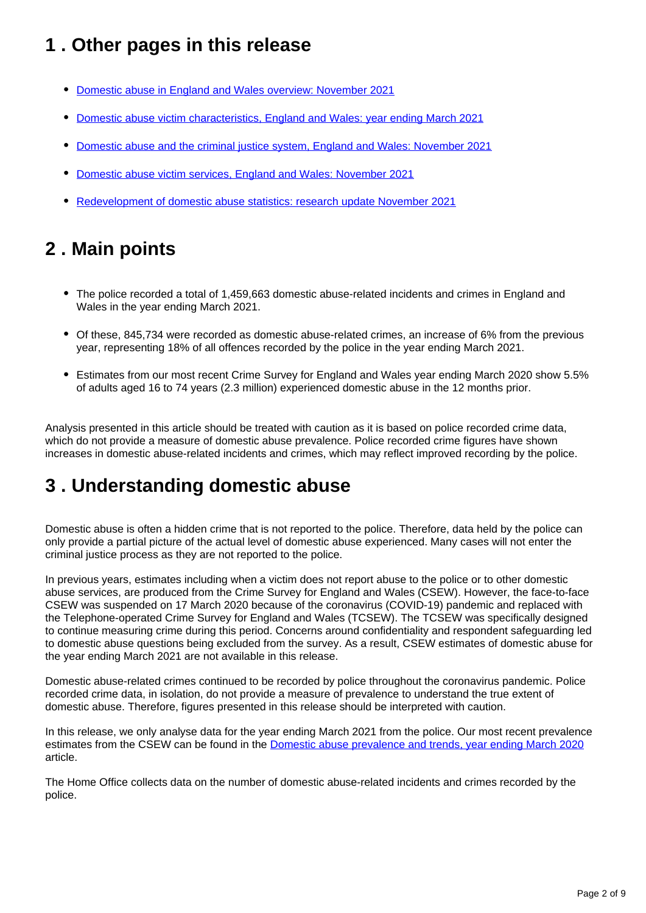## 1 . Other pages in this release

- [Domestic abuse in England and Wales overview: November 2021]()
- [Domestic abuse victim characteristics, England and Wales: year ending March 2021]()
- [Domestic abuse and the criminal justice system, England and Wales: November 2021]()
- [Domestic abuse victim services, England and Wales: November 2021]()
- [Redevelopment of domestic abuse statistics: research update November 2021]()

## 2 . Main points

- The police recorded a total of 1,459,663 domestic abuse-related incidents and crimes in England and Wales in the year ending March 2021.
- Of these, 845,734 were recorded as domestic abuse-related crimes, an increase of 6% from the previous year, representing 18% of all offences recorded by the police in the year ending March 2021.
- Estimates from our most recent Crime Survey for England and Wales year ending March 2020 show 5.5% of adults aged 16 to 74 years (2.3 million) experienced domestic abuse in the 12 months prior.

Analysis presented in this article should be treated with caution as it is based on police recorded crime data, which do not provide a measure of domestic abuse prevalence. Police recorded crime figures have shown increases in domestic abuse-related incidents and crimes, which may reflect improved recording by the police.

## 3 . Understanding domestic abuse

Domestic abuse is often a hidden crime that is not reported to the police. Therefore, data held by the police can only provide a partial picture of the actual level of domestic abuse experienced. Many cases will not enter the criminal justice process as they are not reported to the police.

In previous years, estimates including when a victim does not report abuse to the police or to other domestic abuse services, are produced from the Crime Survey for England and Wales (CSEW). However, the face-to-face CSEW was suspended on 17 March 2020 because of the coronavirus (COVID-19) pandemic and replaced with the Telephone-operated Crime Survey for England and Wales (TCSEW). The TCSEW was specifically designed to continue measuring crime during this period. Concerns around confidentiality and respondent safeguarding led to domestic abuse questions being excluded from the survey. As a result, CSEW estimates of domestic abuse for the year ending March 2021 are not available in this release.

Domestic abuse-related crimes continued to be recorded by police throughout the coronavirus pandemic. Police recorded crime data, in isolation, do not provide a measure of prevalence to understand the true extent of domestic abuse. Therefore, figures presented in this release should be interpreted with caution.

In this release, we only analyse data for the year ending March 2021 from the police. Our most recent prevalence estimates from the CSEW can be found in the [Domestic abuse prevalence and trends, year ending March 2020]() article.

The Home Office collects data on the number of domestic abuse-related incidents and crimes recorded by the police.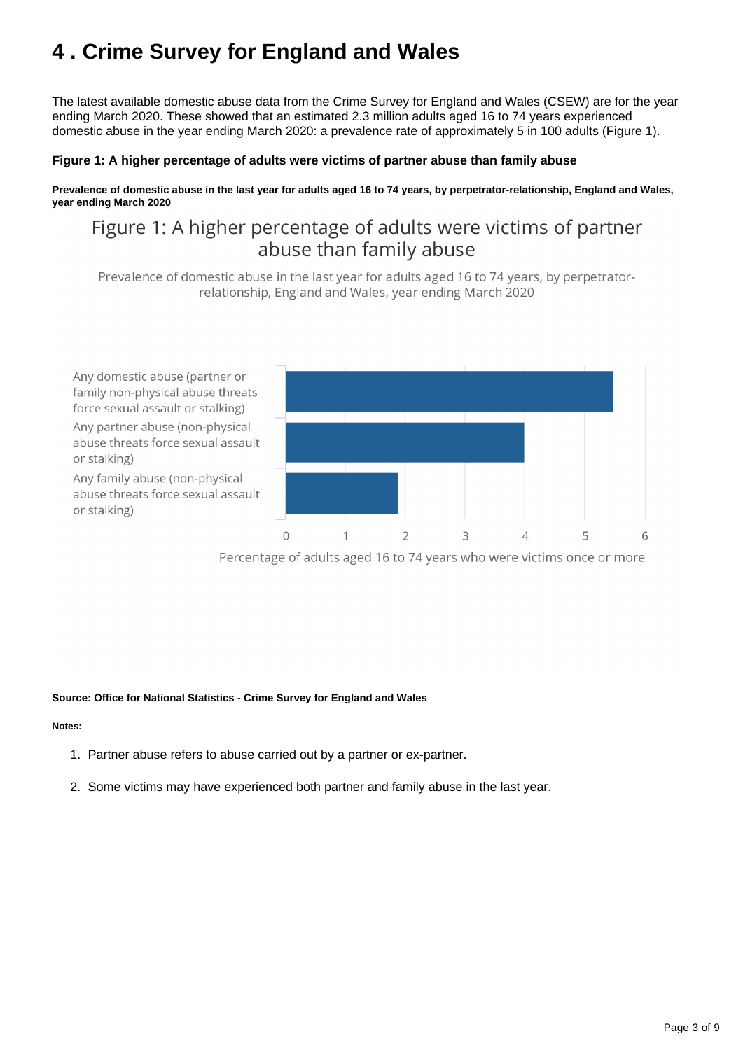# 4 . Crime Survey for England and Wales

The latest available domestic abuse data from the Crime Survey for England and Wales (CSEW) are for the year ending March 2020. These showed that an estimated 2.3 million adults aged 16 to 74 years experienced domestic abuse in the year ending March 2020: a prevalence rate of approximately 5 in 100 adults (Figure 1).

**Figure 1: A higher percentage of adults were victims of partner abuse than family abuse**

**Prevalence of domestic abuse in the last year for adults aged 16 to 74 years, by perpetrator-relationship, England and Wales, year ending March 2020**

Figure 1: A higher percentage of adults were victims of partner abuse than family abuse

Prevalence of domestic abuse in the last year for adults aged 16 to 74 years, by perpetrator-relationship, England and Wales, year ending March 2020

Any domestic abuse (partner or family non-physical abuse threats force sexual assault or stalking)

Any partner abuse (non-physical abuse threats force sexual assault or stalking)

Any family abuse (non-physical abuse threats force sexual assault or stalking)

0 1 2 3 4 5 6

Percentage of adults aged 16 to 74 years who were victims once or more

**Source: Office for National Statistics - Crime Survey for England and Wales**

**Notes:**

1. Partner abuse refers to abuse carried out by a partner or ex-partner.
2. Some victims may have experienced both partner and family abuse in the last year.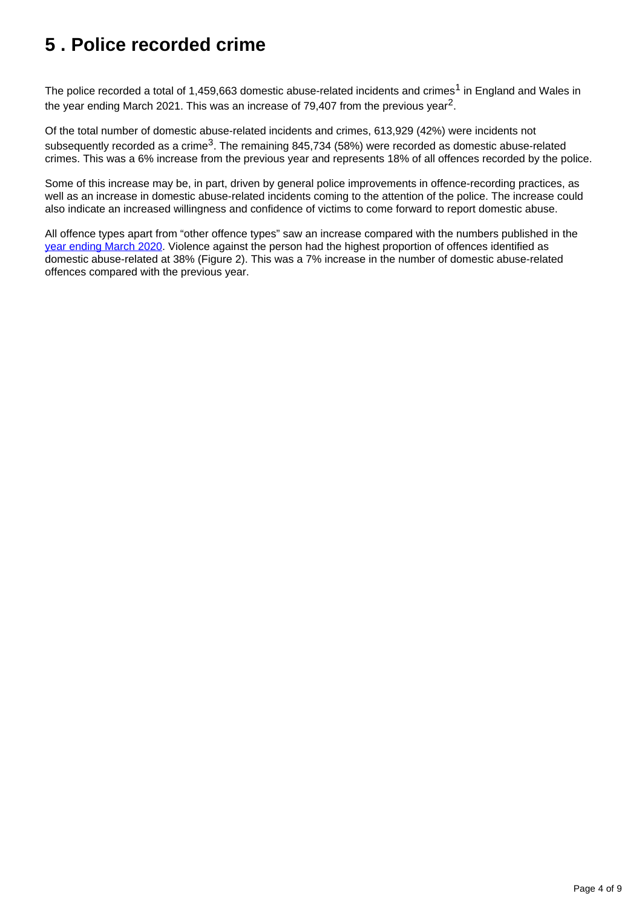# 5 . Police recorded crime

The police recorded a total of 1,459,663 domestic abuse-related incidents and crimes[1] in England and Wales in the year ending March 2021. This was an increase of 79,407 from the previous year[2].

Of the total number of domestic abuse-related incidents and crimes, 613,929 (42%) were incidents not subsequently recorded as a crime[3]. The remaining 845,734 (58%) were recorded as domestic abuse-related crimes. This was a 6% increase from the previous year and represents 18% of all offences recorded by the police.

Some of this increase may be, in part, driven by general police improvements in offence-recording practices, as well as an increase in domestic abuse-related incidents coming to the attention of the police. The increase could also indicate an increased willingness and confidence of victims to come forward to report domestic abuse.

All offence types apart from "other offence types" saw an increase compared with the numbers published in the year ending March 2020. Violence against the person had the highest proportion of offences identified as domestic abuse-related at 38% (Figure 2). This was a 7% increase in the number of domestic abuse-related offences compared with the previous year.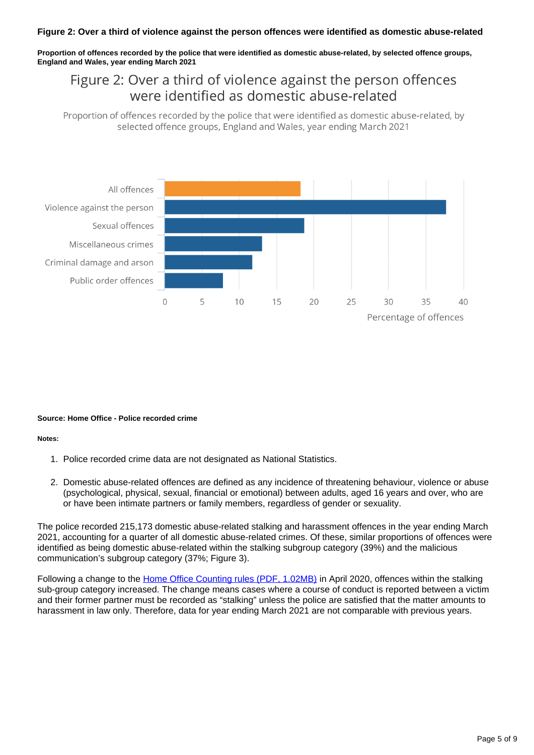**Figure 2: Over a third of violence against the person offences were identified as domestic abuse-related**

**Proportion of offences recorded by the police that were identified as domestic abuse-related, by selected offence groups, England and Wales, year ending March 2021**

Figure 2: Over a third of violence against the person offences were identified as domestic abuse-related

Proportion of offences recorded by the police that were identified as domestic abuse-related, by selected offence groups, England and Wales, year ending March 2021

All offences
Violence against the person
Sexual offences
Miscellaneous crimes
Criminal damage and arson
Public order offences

0 5 10 15 20 25 30 35 40

Percentage of offences

**Source: Home Office - Police recorded crime**

**Notes:**

1. Police recorded crime data are not designated as National Statistics.

2. Domestic abuse-related offences are defined as any incidence of threatening behaviour, violence or abuse (psychological, physical, sexual, financial or emotional) between adults, aged 16 years and over, who are or have been intimate partners or family members, regardless of gender or sexuality.

The police recorded 215,173 domestic abuse-related stalking and harassment offences in the year ending March 2021, accounting for a quarter of all domestic abuse-related crimes. Of these, similar proportions of offences were identified as being domestic abuse-related within the stalking subgroup category (39%) and the malicious communication's subgroup category (37%; Figure 3).

Following a change to the [Home Office Counting rules (PDF, 1.02MB)] in April 2020, offences within the stalking sub-group category increased. The change means cases where a course of conduct is reported between a victim and their former partner must be recorded as "stalking" unless the police are satisfied that the matter amounts to harassment in law only. Therefore, data for year ending March 2021 are not comparable with previous years.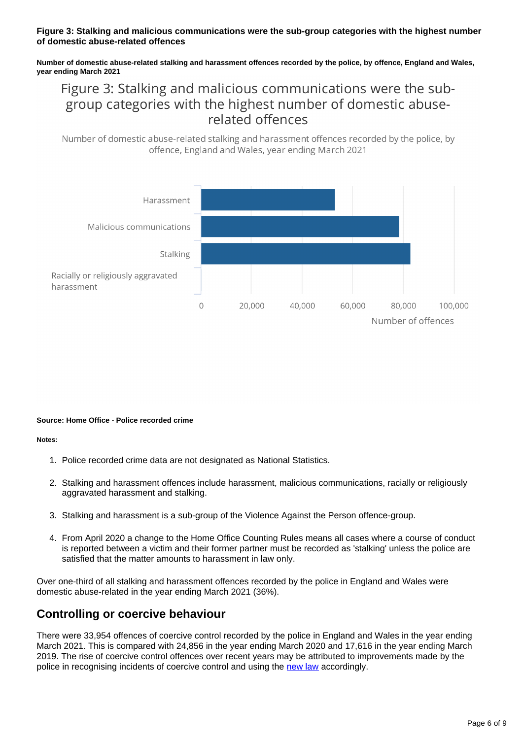**Figure 3: Stalking and malicious communications were the sub-group categories with the highest number of domestic abuse-related offences**

**Number of domestic abuse-related stalking and harassment offences recorded by the police, by offence, England and Wales, year ending March 2021**

Figure 3: Stalking and malicious communications were the sub-group categories with the highest number of domestic abuse-related offences

Number of domestic abuse-related stalking and harassment offences recorded by the police, by offence, England and Wales, year ending March 2021

Harassment

Malicious communications

Stalking

Racially or religiously aggravated harassment

0 20,000 40,000 60,000 80,000 100,000

Number of offences

**Source: Home Office - Police recorded crime**

**Notes:**

1. Police recorded crime data are not designated as National Statistics.
2. Stalking and harassment offences include harassment, malicious communications, racially or religiously aggravated harassment and stalking.
3. Stalking and harassment is a sub-group of the Violence Against the Person offence-group.
4. From April 2020 a change to the Home Office Counting Rules means all cases where a course of conduct is reported between a victim and their former partner must be recorded as 'stalking' unless the police are satisfied that the matter amounts to harassment in law only.

Over one-third of all stalking and harassment offences recorded by the police in England and Wales were domestic abuse-related in the year ending March 2021 (36%).

## Controlling or coercive behaviour

There were 33,954 offences of coercive control recorded by the police in England and Wales in the year ending March 2021. This is compared with 24,856 in the year ending March 2020 and 17,616 in the year ending March 2019. The rise of coercive control offences over recent years may be attributed to improvements made by the police in recognising incidents of coercive control and using the new law accordingly.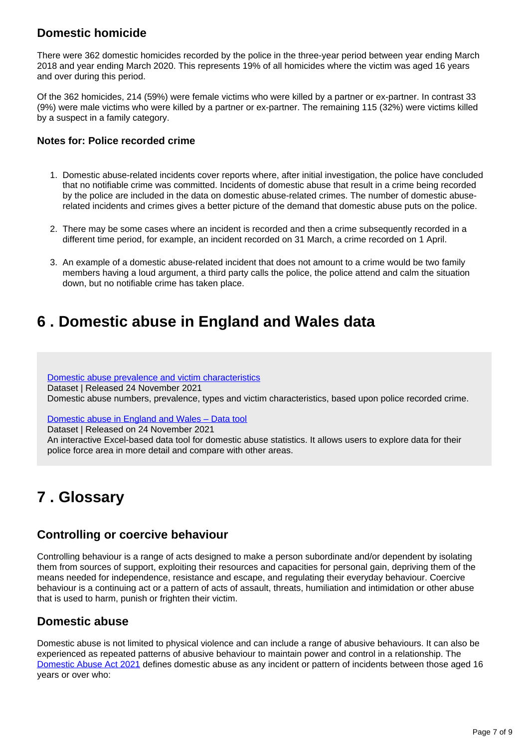### Domestic homicide

There were 362 domestic homicides recorded by the police in the three-year period between year ending March 2018 and year ending March 2020. This represents 19% of all homicides where the victim was aged 16 years and over during this period.

Of the 362 homicides, 214 (59%) were female victims who were killed by a partner or ex-partner. In contrast 33 (9%) were male victims who were killed by a partner or ex-partner. The remaining 115 (32%) were victims killed by a suspect in a family category.

#### Notes for: Police recorded crime

1. Domestic abuse-related incidents cover reports where, after initial investigation, the police have concluded that no notifiable crime was committed. Incidents of domestic abuse that result in a crime being recorded by the police are included in the data on domestic abuse-related crimes. The number of domestic abuse-related incidents and crimes gives a better picture of the demand that domestic abuse puts on the police.

2. There may be some cases where an incident is recorded and then a crime subsequently recorded in a different time period, for example, an incident recorded on 31 March, a crime recorded on 1 April.

3. An example of a domestic abuse-related incident that does not amount to a crime would be two family members having a loud argument, a third party calls the police, the police attend and calm the situation down, but no notifiable crime has taken place.

## 6 . Domestic abuse in England and Wales data

[Domestic abuse prevalence and victim characteristics](#)
Dataset | Released 24 November 2021
Domestic abuse numbers, prevalence, types and victim characteristics, based upon police recorded crime.

[Domestic abuse in England and Wales – Data tool](#)
Dataset | Released on 24 November 2021
An interactive Excel-based data tool for domestic abuse statistics. It allows users to explore data for their police force area in more detail and compare with other areas.

## 7 . Glossary

### Controlling or coercive behaviour

Controlling behaviour is a range of acts designed to make a person subordinate and/or dependent by isolating them from sources of support, exploiting their resources and capacities for personal gain, depriving them of the means needed for independence, resistance and escape, and regulating their everyday behaviour. Coercive behaviour is a continuing act or a pattern of acts of assault, threats, humiliation and intimidation or other abuse that is used to harm, punish or frighten their victim.

### Domestic abuse

Domestic abuse is not limited to physical violence and can include a range of abusive behaviours. It can also be experienced as repeated patterns of abusive behaviour to maintain power and control in a relationship. The [Domestic Abuse Act 2021](#) defines domestic abuse as any incident or pattern of incidents between those aged 16 years or over who: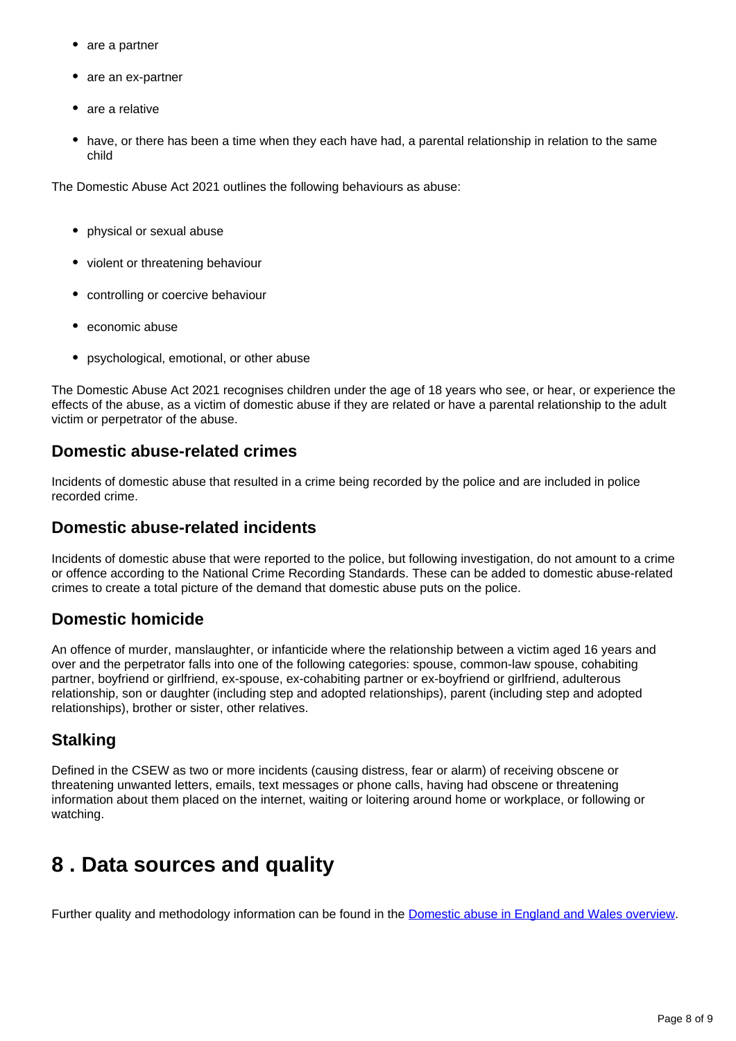- are a partner
- are an ex-partner
- are a relative
- have, or there has been a time when they each have had, a parental relationship in relation to the same child

The Domestic Abuse Act 2021 outlines the following behaviours as abuse:

- physical or sexual abuse
- violent or threatening behaviour
- controlling or coercive behaviour
- economic abuse
- psychological, emotional, or other abuse

The Domestic Abuse Act 2021 recognises children under the age of 18 years who see, or hear, or experience the effects of the abuse, as a victim of domestic abuse if they are related or have a parental relationship to the adult victim or perpetrator of the abuse.

### Domestic abuse-related crimes

Incidents of domestic abuse that resulted in a crime being recorded by the police and are included in police recorded crime.

### Domestic abuse-related incidents

Incidents of domestic abuse that were reported to the police, but following investigation, do not amount to a crime or offence according to the National Crime Recording Standards. These can be added to domestic abuse-related crimes to create a total picture of the demand that domestic abuse puts on the police.

### Domestic homicide

An offence of murder, manslaughter, or infanticide where the relationship between a victim aged 16 years and over and the perpetrator falls into one of the following categories: spouse, common-law spouse, cohabiting partner, boyfriend or girlfriend, ex-spouse, ex-cohabiting partner or ex-boyfriend or girlfriend, adulterous relationship, son or daughter (including step and adopted relationships), parent (including step and adopted relationships), brother or sister, other relatives.

### Stalking

Defined in the CSEW as two or more incidents (causing distress, fear or alarm) of receiving obscene or threatening unwanted letters, emails, text messages or phone calls, having had obscene or threatening information about them placed on the internet, waiting or loitering around home or workplace, or following or watching.

## 8 . Data sources and quality

Further quality and methodology information can be found in the [Domestic abuse in England and Wales overview](#).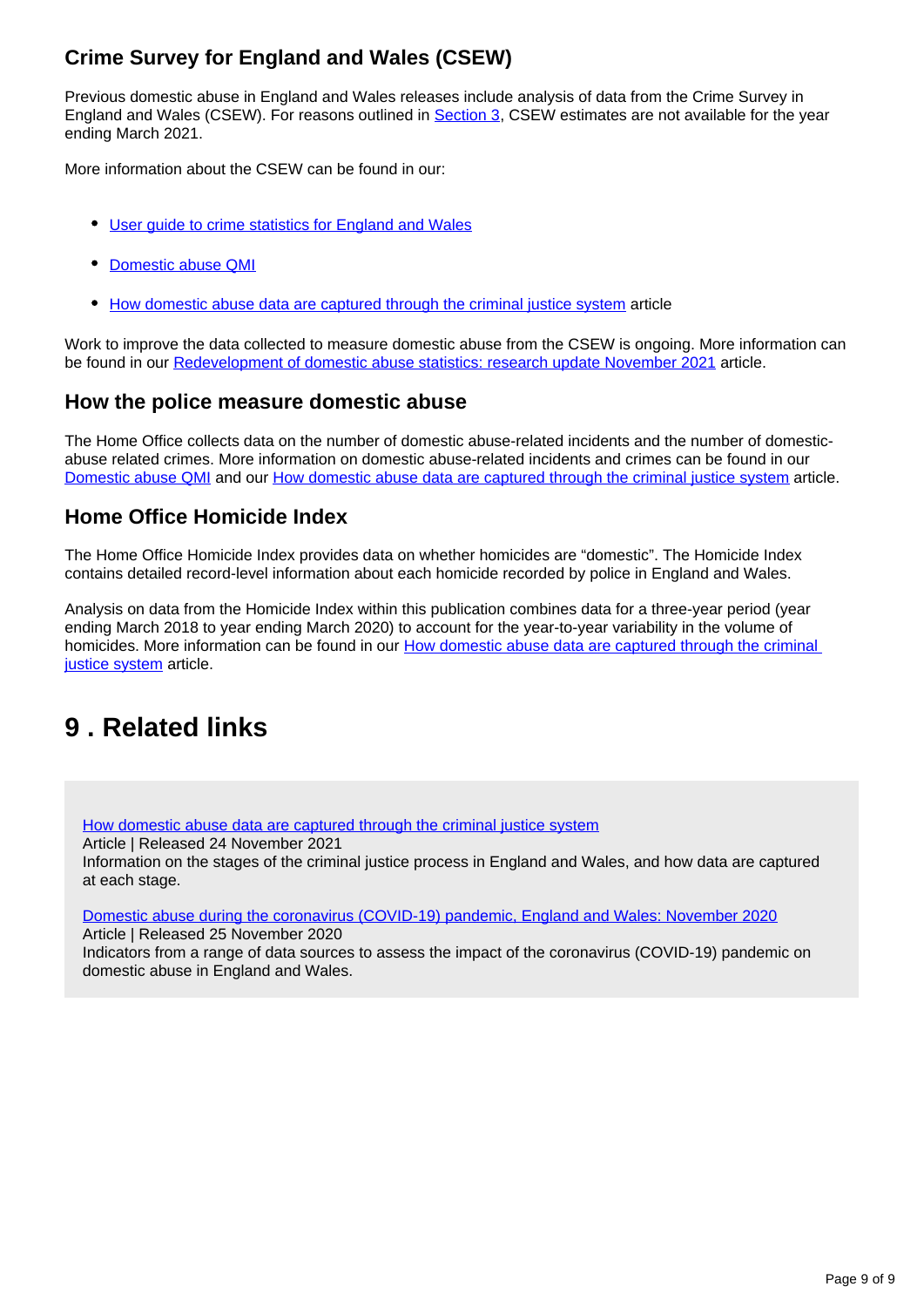### Crime Survey for England and Wales (CSEW)

Previous domestic abuse in England and Wales releases include analysis of data from the Crime Survey in England and Wales (CSEW). For reasons outlined in Section 3, CSEW estimates are not available for the year ending March 2021.

More information about the CSEW can be found in our:

- User guide to crime statistics for England and Wales
- Domestic abuse QMI
- How domestic abuse data are captured through the criminal justice system article

Work to improve the data collected to measure domestic abuse from the CSEW is ongoing. More information can be found in our Redevelopment of domestic abuse statistics: research update November 2021 article.

### How the police measure domestic abuse

The Home Office collects data on the number of domestic abuse-related incidents and the number of domestic-abuse related crimes. More information on domestic abuse-related incidents and crimes can be found in our Domestic abuse QMI and our How domestic abuse data are captured through the criminal justice system article.

### Home Office Homicide Index

The Home Office Homicide Index provides data on whether homicides are "domestic". The Homicide Index contains detailed record-level information about each homicide recorded by police in England and Wales.

Analysis on data from the Homicide Index within this publication combines data for a three-year period (year ending March 2018 to year ending March 2020) to account for the year-to-year variability in the volume of homicides. More information can be found in our How domestic abuse data are captured through the criminal justice system article.

## 9 . Related links

How domestic abuse data are captured through the criminal justice system
Article | Released 24 November 2021
Information on the stages of the criminal justice process in England and Wales, and how data are captured at each stage.

Domestic abuse during the coronavirus (COVID-19) pandemic, England and Wales: November 2020
Article | Released 25 November 2020
Indicators from a range of data sources to assess the impact of the coronavirus (COVID-19) pandemic on domestic abuse in England and Wales.